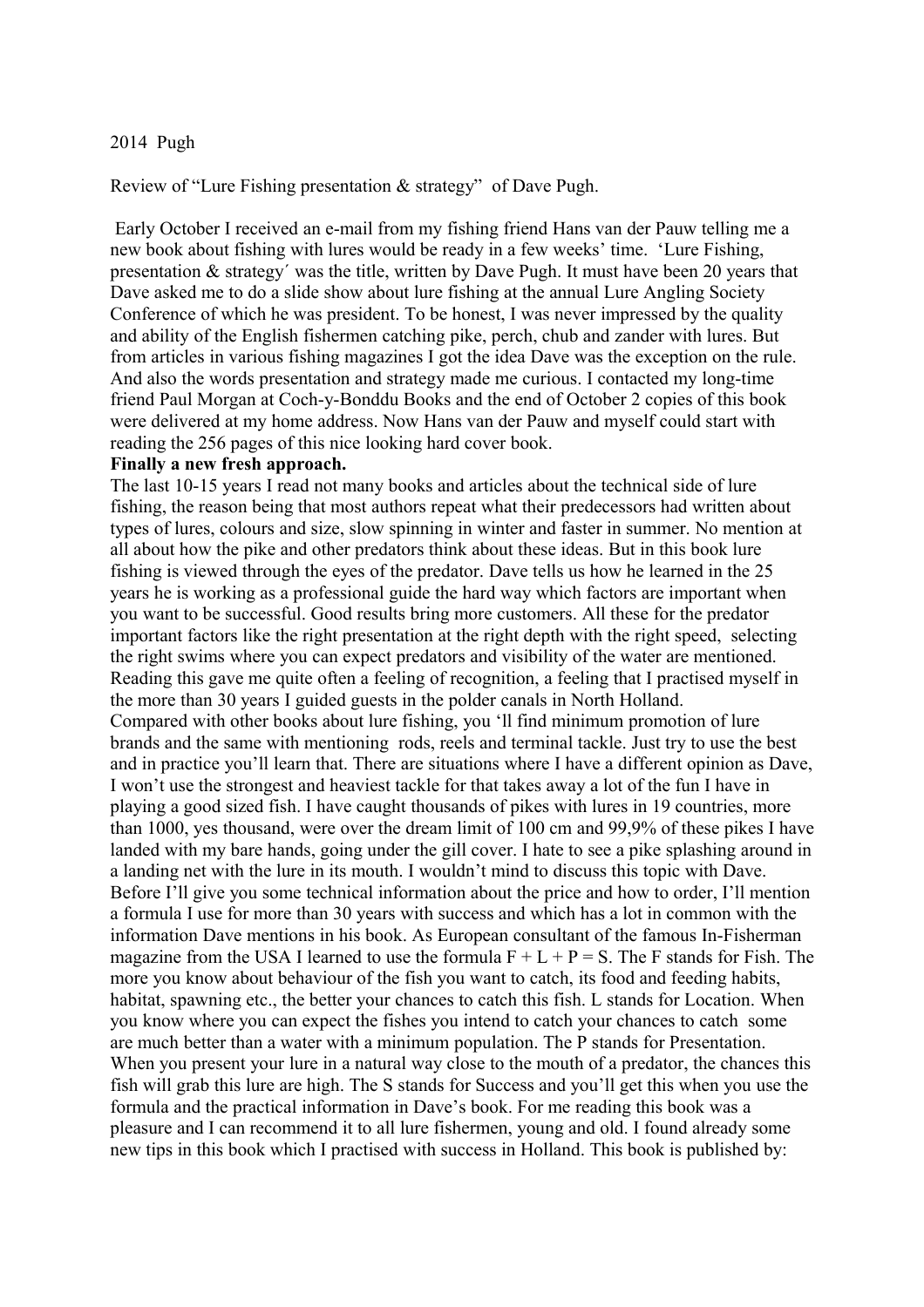2014 Pugh

Review of "Lure Fishing presentation & strategy" of Dave Pugh.

Early October I received an e-mail from my fishing friend Hans van der Pauw telling me a new book about fishing with lures would be ready in a few weeks' time. 'Lure Fishing, presentation & strategy´ was the title, written by Dave Pugh. It must have been 20 years that Dave asked me to do a slide show about lure fishing at the annual Lure Angling Society Conference of which he was president. To be honest, I was never impressed by the quality and ability of the English fishermen catching pike, perch, chub and zander with lures. But from articles in various fishing magazines I got the idea Dave was the exception on the rule. And also the words presentation and strategy made me curious. I contacted my long-time friend Paul Morgan at Coch-y-Bonddu Books and the end of October 2 copies of this book were delivered at my home address. Now Hans van der Pauw and myself could start with reading the 256 pages of this nice looking hard cover book.

**Finally a new fresh approach.**

The last 10-15 years I read not many books and articles about the technical side of lure fishing, the reason being that most authors repeat what their predecessors had written about types of lures, colours and size, slow spinning in winter and faster in summer. No mention at all about how the pike and other predators think about these ideas. But in this book lure fishing is viewed through the eyes of the predator. Dave tells us how he learned in the 25 years he is working as a professional guide the hard way which factors are important when you want to be successful. Good results bring more customers. All these for the predator important factors like the right presentation at the right depth with the right speed, selecting the right swims where you can expect predators and visibility of the water are mentioned. Reading this gave me quite often a feeling of recognition, a feeling that I practised myself in the more than 30 years I guided guests in the polder canals in North Holland.

Compared with other books about lure fishing, you 'll find minimum promotion of lure brands and the same with mentioning rods, reels and terminal tackle. Just try to use the best and in practice you'll learn that. There are situations where I have a different opinion as Dave, I won't use the strongest and heaviest tackle for that takes away a lot of the fun I have in playing a good sized fish. I have caught thousands of pikes with lures in 19 countries, more than 1000, yes thousand, were over the dream limit of 100 cm and 99,9% of these pikes I have landed with my bare hands, going under the gill cover. I hate to see a pike splashing around in a landing net with the lure in its mouth. I wouldn't mind to discuss this topic with Dave. Before I'll give you some technical information about the price and how to order, I'll mention a formula I use for more than 30 years with success and which has a lot in common with the information Dave mentions in his book. As European consultant of the famous In-Fisherman magazine from the USA I learned to use the formula F + L + P = S. The F stands for Fish. The more you know about behaviour of the fish you want to catch, its food and feeding habits, habitat, spawning etc., the better your chances to catch this fish. L stands for Location. When you know where you can expect the fishes you intend to catch your chances to catch some are much better than a water with a minimum population. The P stands for Presentation. When you present your lure in a natural way close to the mouth of a predator, the chances this fish will grab this lure are high. The S stands for Success and you'll get this when you use the formula and the practical information in Dave's book. For me reading this book was a pleasure and I can recommend it to all lure fishermen, young and old. I found already some new tips in this book which I practised with success in Holland. This book is published by: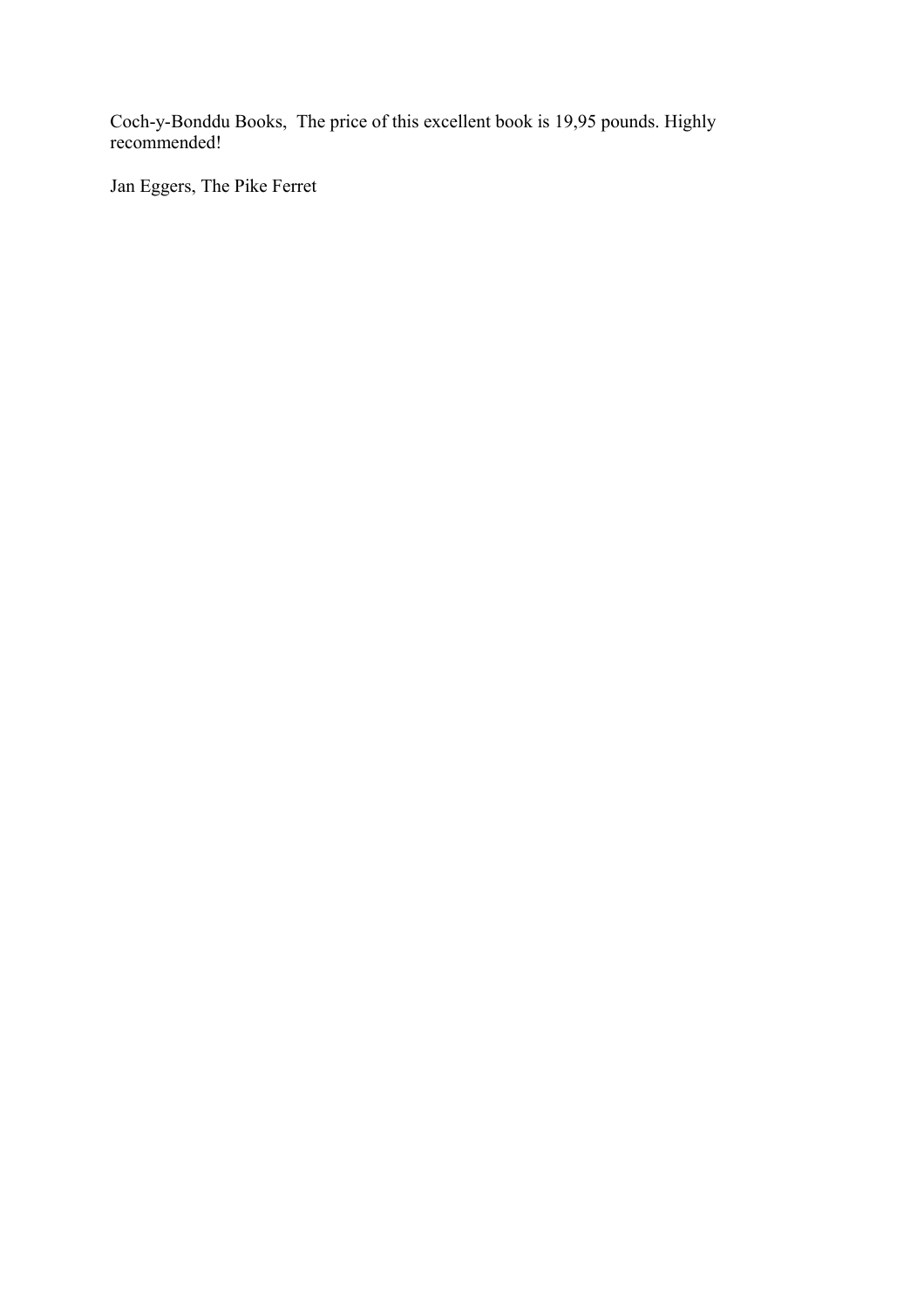Coch-y-Bonddu Books, The price of this excellent book is 19,95 pounds. Highly recommended!

Jan Eggers, The Pike Ferret